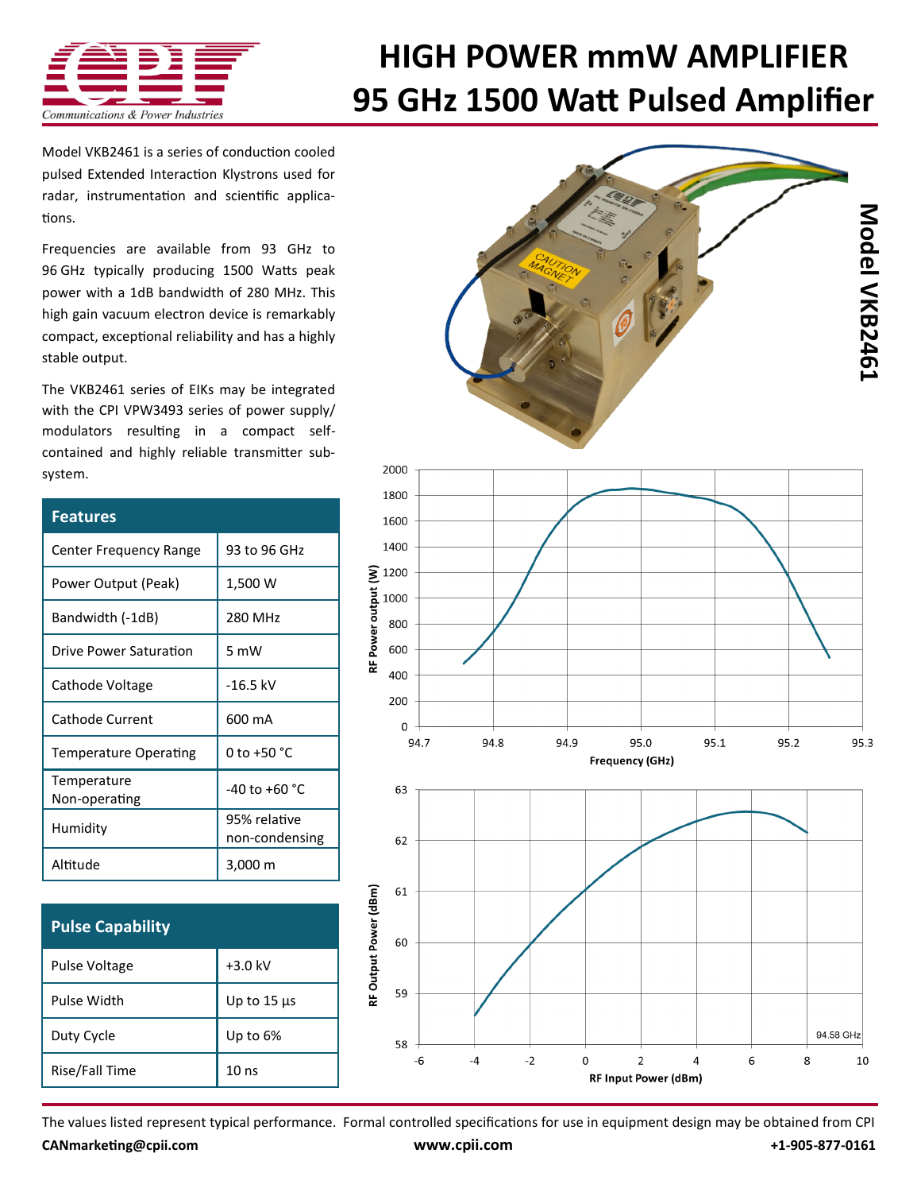# HIGH POWER mmW AMPLIFIER
# 95 GHz 1500 Watt Pulsed Amplifier

## Model VKB2461

Model VKB2461 is a series of conduction cooled pulsed Extended Interaction Klystrons used for radar, instrumentation and scientific applications.

Frequencies are available from 93 GHz to 96 GHz typically producing 1500 Watts peak power with a 1dB bandwidth of 280 MHz. This high gain vacuum electron device is remarkably compact, exceptional reliability and has a highly stable output.

The VKB2461 series of EIKs may be integrated with the CPI VPW3493 series of power supply/modulators resulting in a compact self-contained and highly reliable transmitter sub-system.

| Features | |
|---|---|
| Center Frequency Range | 93 to 96 GHz |
| Power Output (Peak) | 1,500 W |
| Bandwidth (-1dB) | 280 MHz |
| Drive Power Saturation | 5 mW |
| Cathode Voltage | -16.5 kV |
| Cathode Current | 600 mA |
| Temperature Operating | 0 to +50 °C |
| Temperature Non-operating | -40 to +60 °C |
| Humidity | 95% relative non-condensing |
| Altitude | 3,000 m |

| Pulse Capability | |
|---|---|
| Pulse Voltage | +3.0 kV |
| Pulse Width | Up to 15 µs |
| Duty Cycle | Up to 6% |
| Rise/Fall Time | 10 ns |

RF Power output (W) vs. Frequency (GHz)

RF Output Power (dBm) vs. RF Input Power (dBm) — 94.58 GHz

The values listed represent typical performance. Formal controlled specifications for use in equipment design may be obtained from CPI

**CANmarketing@cpii.com** **www.cpii.com** **+1-905-877-0161**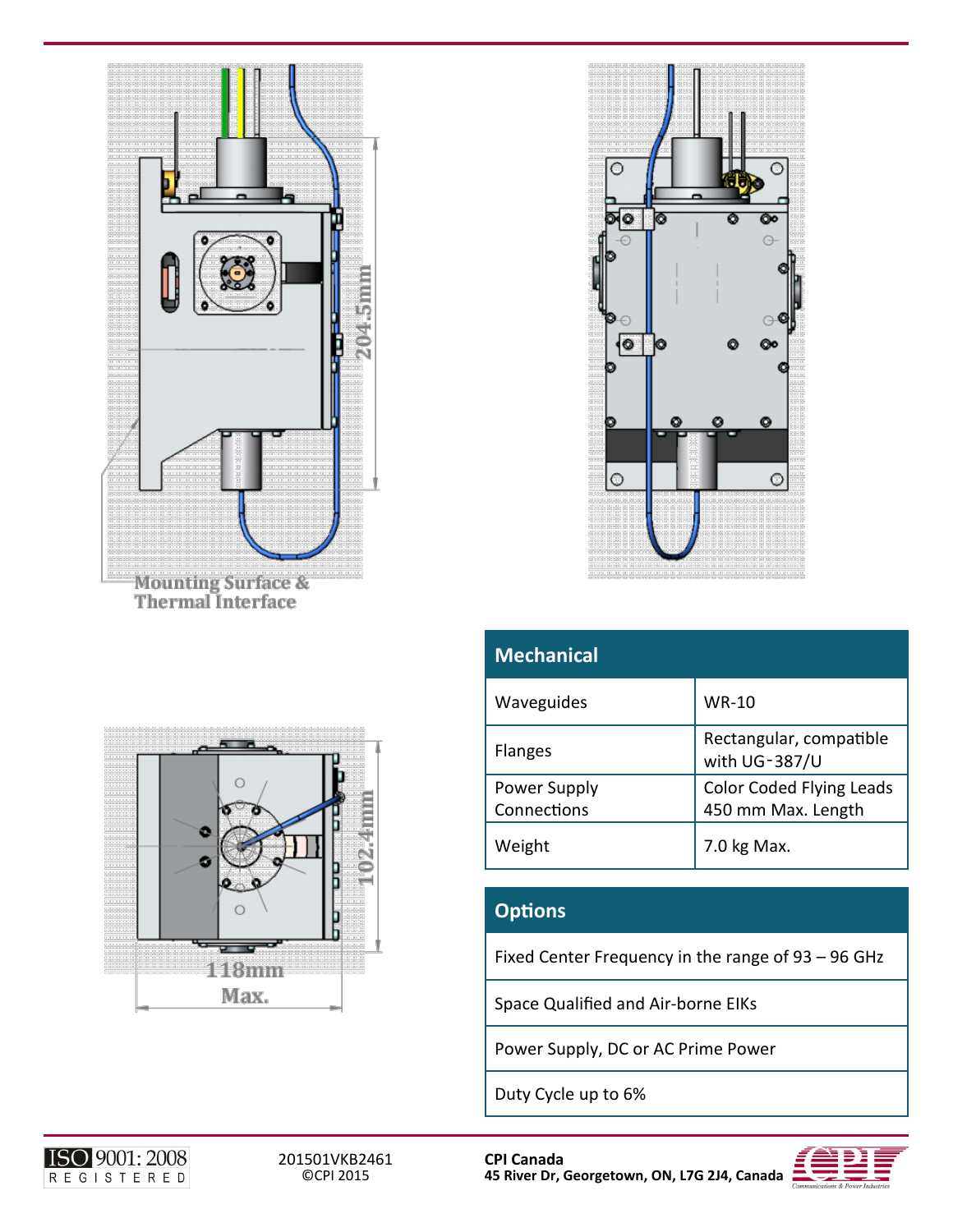204.5mm

Mounting Surface & Thermal Interface

102.4mm

118mm Max.

| Mechanical | |
| --- | --- |
| Waveguides | WR-10 |
| Flanges | Rectangular, compatible with UG-387/U |
| Power Supply Connections | Color Coded Flying Leads 450 mm Max. Length |
| Weight | 7.0 kg Max. |

| Options |
| --- |
| Fixed Center Frequency in the range of 93 – 96 GHz |
| Space Qualified and Air-borne EIKs |
| Power Supply, DC or AC Prime Power |
| Duty Cycle up to 6% |

ISO 9001: 2008 REGISTERED

201501VKB2461
©CPI 2015

**CPI Canada**
**45 River Dr, Georgetown, ON, L7G 2J4, Canada**

CPI Communications & Power Industries